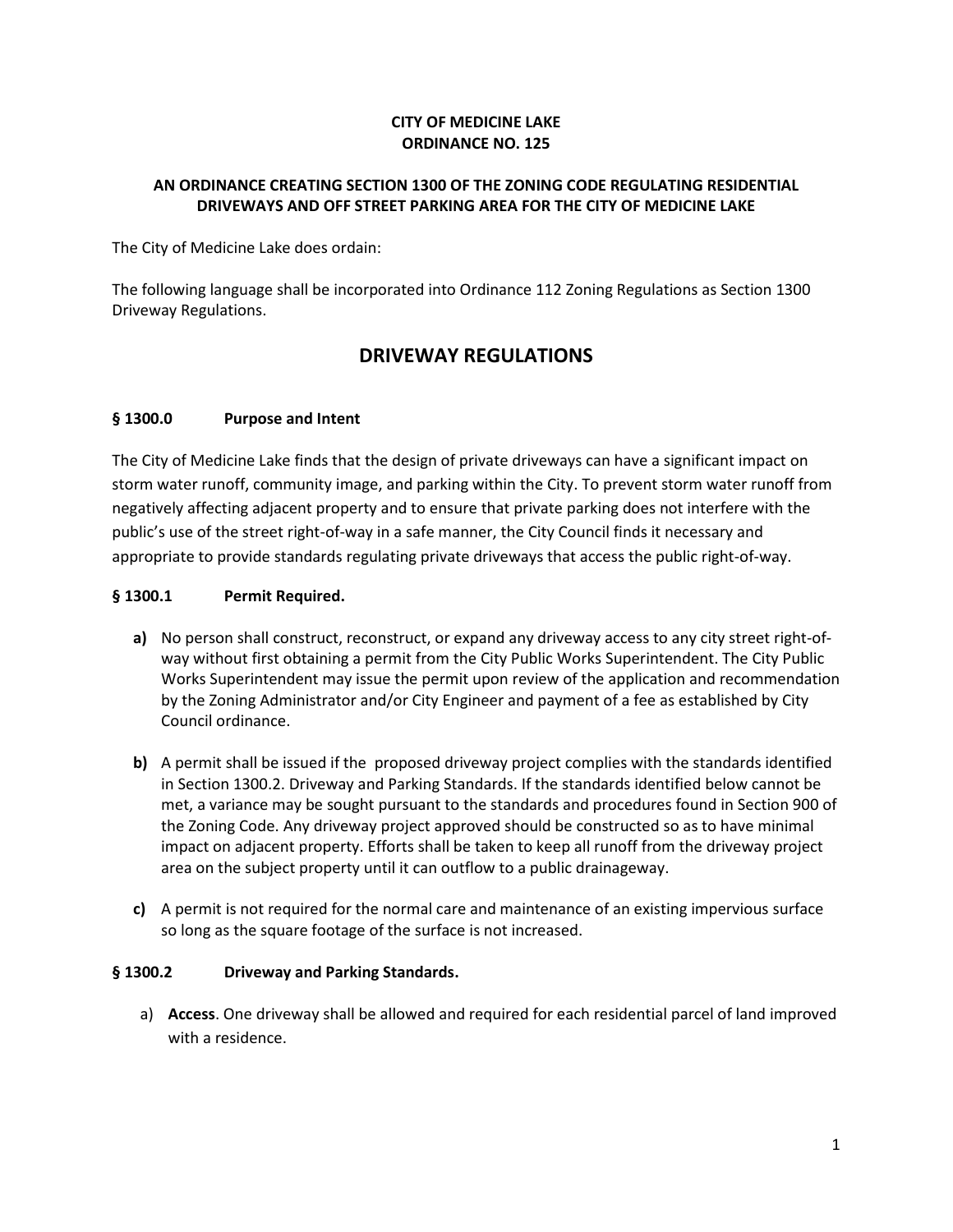**CITY OF MEDICINE LAKE**
**ORDINANCE NO. 125**

**AN ORDINANCE CREATING SECTION 1300 OF THE ZONING CODE REGULATING RESIDENTIAL DRIVEWAYS AND OFF STREET PARKING AREA FOR THE CITY OF MEDICINE LAKE**

The City of Medicine Lake does ordain:

The following language shall be incorporated into Ordinance 112 Zoning Regulations as Section 1300 Driveway Regulations.

# DRIVEWAY REGULATIONS

### § 1300.0 Purpose and Intent

The City of Medicine Lake finds that the design of private driveways can have a significant impact on storm water runoff, community image, and parking within the City. To prevent storm water runoff from negatively affecting adjacent property and to ensure that private parking does not interfere with the public's use of the street right-of-way in a safe manner, the City Council finds it necessary and appropriate to provide standards regulating private driveways that access the public right-of-way.

### § 1300.1 Permit Required.

**a)** No person shall construct, reconstruct, or expand any driveway access to any city street right-of-way without first obtaining a permit from the City Public Works Superintendent. The City Public Works Superintendent may issue the permit upon review of the application and recommendation by the Zoning Administrator and/or City Engineer and payment of a fee as established by City Council ordinance.

**b)** A permit shall be issued if the proposed driveway project complies with the standards identified in Section 1300.2. Driveway and Parking Standards. If the standards identified below cannot be met, a variance may be sought pursuant to the standards and procedures found in Section 900 of the Zoning Code. Any driveway project approved should be constructed so as to have minimal impact on adjacent property. Efforts shall be taken to keep all runoff from the driveway project area on the subject property until it can outflow to a public drainageway.

**c)** A permit is not required for the normal care and maintenance of an existing impervious surface so long as the square footage of the surface is not increased.

### § 1300.2 Driveway and Parking Standards.

a) **Access**. One driveway shall be allowed and required for each residential parcel of land improved with a residence.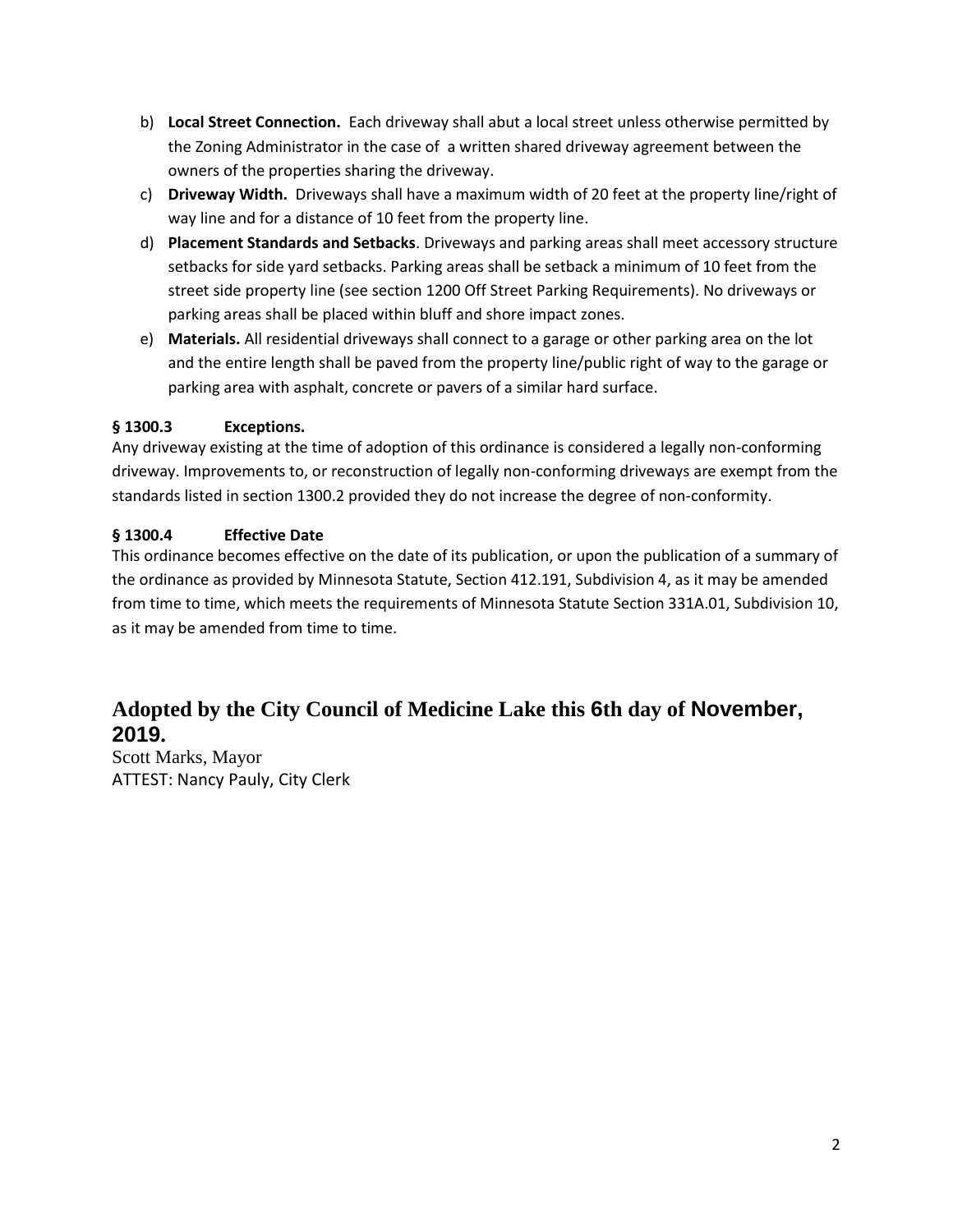b) **Local Street Connection.** Each driveway shall abut a local street unless otherwise permitted by the Zoning Administrator in the case of a written shared driveway agreement between the owners of the properties sharing the driveway.

c) **Driveway Width.** Driveways shall have a maximum width of 20 feet at the property line/right of way line and for a distance of 10 feet from the property line.

d) **Placement Standards and Setbacks**. Driveways and parking areas shall meet accessory structure setbacks for side yard setbacks. Parking areas shall be setback a minimum of 10 feet from the street side property line (see section 1200 Off Street Parking Requirements). No driveways or parking areas shall be placed within bluff and shore impact zones.

e) **Materials.** All residential driveways shall connect to a garage or other parking area on the lot and the entire length shall be paved from the property line/public right of way to the garage or parking area with asphalt, concrete or pavers of a similar hard surface.

**§ 1300.3 Exceptions.**

Any driveway existing at the time of adoption of this ordinance is considered a legally non-conforming driveway. Improvements to, or reconstruction of legally non-conforming driveways are exempt from the standards listed in section 1300.2 provided they do not increase the degree of non-conformity.

**§ 1300.4 Effective Date**

This ordinance becomes effective on the date of its publication, or upon the publication of a summary of the ordinance as provided by Minnesota Statute, Section 412.191, Subdivision 4, as it may be amended from time to time, which meets the requirements of Minnesota Statute Section 331A.01, Subdivision 10, as it may be amended from time to time.

## Adopted by the City Council of Medicine Lake this 6th day of November, 2019.

Scott Marks, Mayor

ATTEST: Nancy Pauly, City Clerk